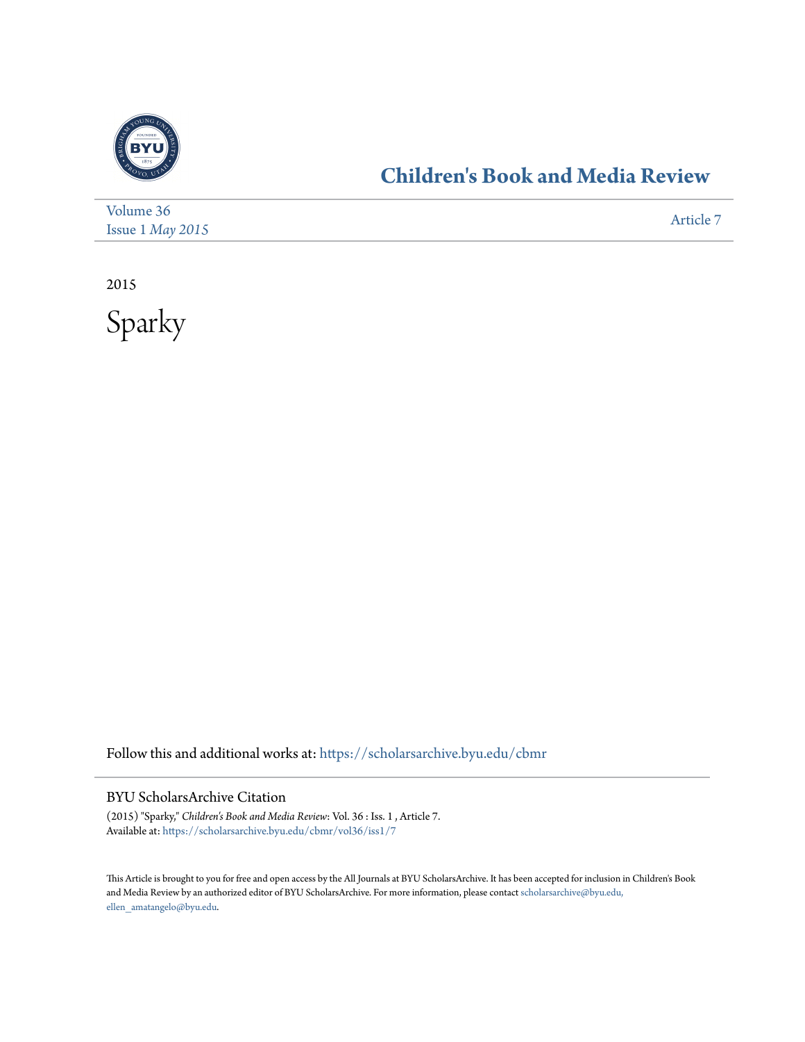# Children's Book and Media Review

Volume 36
Issue 1 *May 2015*

Article 7

2015

# Sparky

Follow this and additional works at: https://scholarsarchive.byu.edu/cbmr

## BYU ScholarsArchive Citation

(2015) "Sparky," *Children's Book and Media Review*: Vol. 36 : Iss. 1 , Article 7.
Available at: https://scholarsarchive.byu.edu/cbmr/vol36/iss1/7

This Article is brought to you for free and open access by the All Journals at BYU ScholarsArchive. It has been accepted for inclusion in Children's Book and Media Review by an authorized editor of BYU ScholarsArchive. For more information, please contact scholarsarchive@byu.edu, ellen_amatangelo@byu.edu.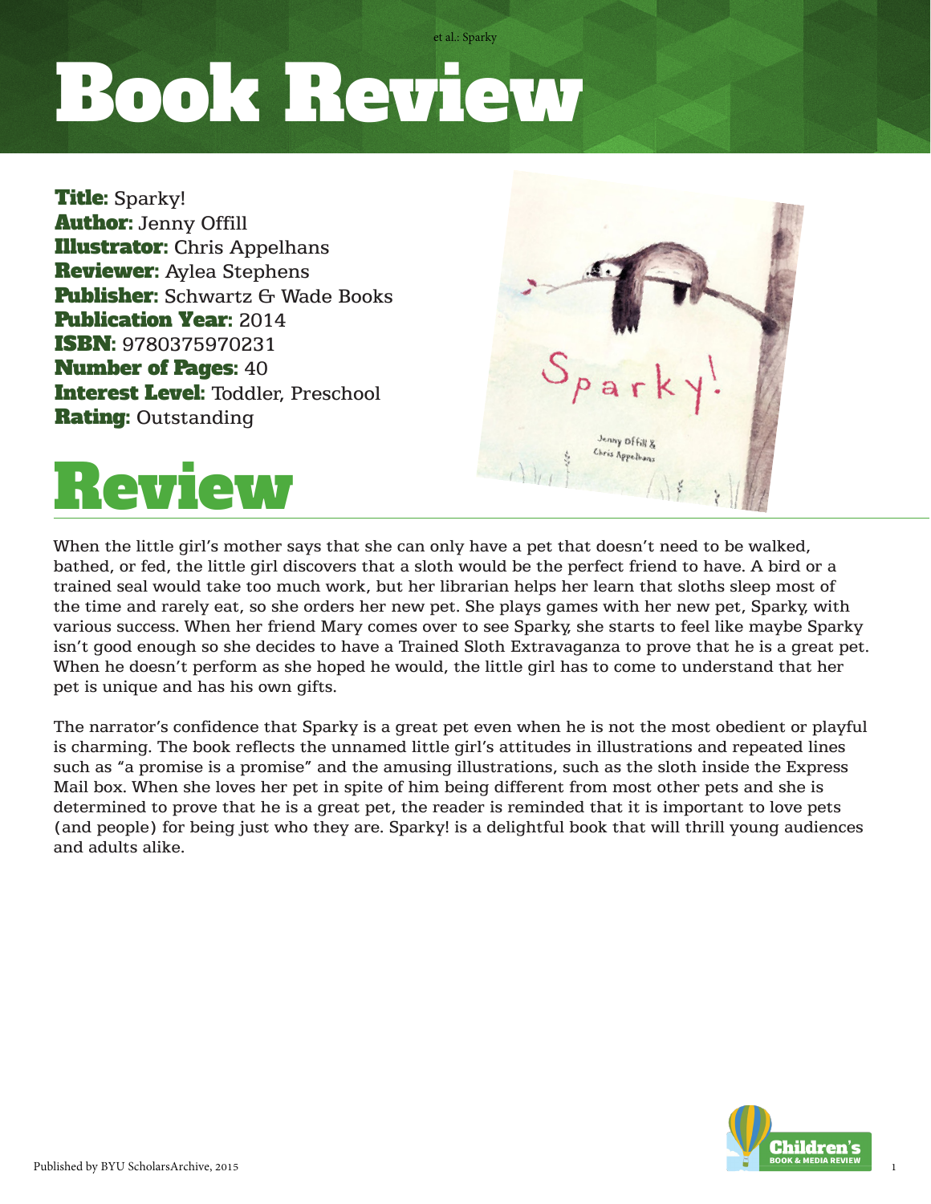# Book Review

**Title**: Sparky!
**Author**: Jenny Offill
**Illustrator**: Chris Appelhans
**Reviewer**: Aylea Stephens
**Publisher**: Schwartz & Wade Books
**Publication Year**: 2014
**ISBN**: 9780375970231
**Number of Pages**: 40
**Interest Level**: Toddler, Preschool
**Rating**: Outstanding

# Review

When the little girl's mother says that she can only have a pet that doesn't need to be walked, bathed, or fed, the little girl discovers that a sloth would be the perfect friend to have. A bird or a trained seal would take too much work, but her librarian helps her learn that sloths sleep most of the time and rarely eat, so she orders her new pet. She plays games with her new pet, Sparky, with various success. When her friend Mary comes over to see Sparky, she starts to feel like maybe Sparky isn't good enough so she decides to have a Trained Sloth Extravaganza to prove that he is a great pet. When he doesn't perform as she hoped he would, the little girl has to come to understand that her pet is unique and has his own gifts.

The narrator's confidence that Sparky is a great pet even when he is not the most obedient or playful is charming. The book reflects the unnamed little girl's attitudes in illustrations and repeated lines such as "a promise is a promise" and the amusing illustrations, such as the sloth inside the Express Mail box. When she loves her pet in spite of him being different from most other pets and she is determined to prove that he is a great pet, the reader is reminded that it is important to love pets (and people) for being just who they are. Sparky! is a delightful book that will thrill young audiences and adults alike.